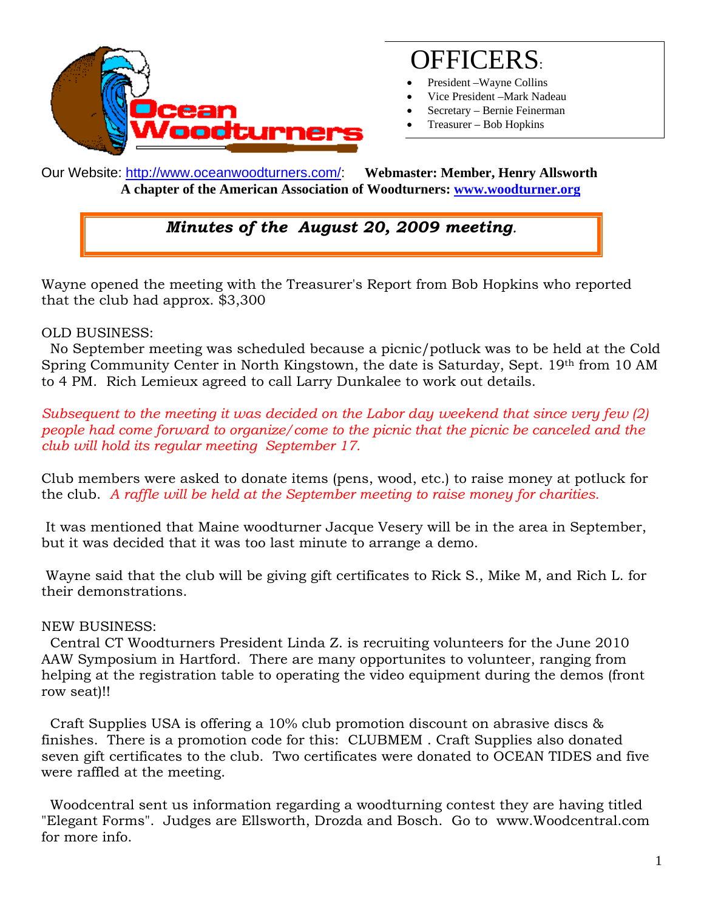# OFFICERS:

- President –Wayne Collins
- Vice President –Mark Nadeau
- Secretary – Bernie Feinerman
- Treasurer – Bob Hopkins

Our Website: [http://www.oceanwoodturners.com/](http://www.oceanwoodturners.com/): **Webmaster: Member, Henry Allsworth**

**A chapter of the American Association of Woodturners: [www.woodturner.org](www.woodturner.org)**

## *Minutes of the August 20, 2009 meeting.*

Wayne opened the meeting with the Treasurer's Report from Bob Hopkins who reported that the club had approx. $3,300

OLD BUSINESS:

No September meeting was scheduled because a picnic/potluck was to be held at the Cold Spring Community Center in North Kingstown, the date is Saturday, Sept. 19th from 10 AM to 4 PM. Rich Lemieux agreed to call Larry Dunkalee to work out details.

*Subsequent to the meeting it was decided on the Labor day weekend that since very few (2) people had come forward to organize/come to the picnic that the picnic be canceled and the club will hold its regular meeting September 17.*

Club members were asked to donate items (pens, wood, etc.) to raise money at potluck for the club. *A raffle will be held at the September meeting to raise money for charities.*

It was mentioned that Maine woodturner Jacque Vesery will be in the area in September, but it was decided that it was too last minute to arrange a demo.

Wayne said that the club will be giving gift certificates to Rick S., Mike M, and Rich L. for their demonstrations.

NEW BUSINESS:

Central CT Woodturners President Linda Z. is recruiting volunteers for the June 2010 AAW Symposium in Hartford. There are many opportunites to volunteer, ranging from helping at the registration table to operating the video equipment during the demos (front row seat)!!

Craft Supplies USA is offering a 10% club promotion discount on abrasive discs & finishes. There is a promotion code for this: CLUBMEM . Craft Supplies also donated seven gift certificates to the club. Two certificates were donated to OCEAN TIDES and five were raffled at the meeting.

Woodcentral sent us information regarding a woodturning contest they are having titled "Elegant Forms". Judges are Ellsworth, Drozda and Bosch. Go to www.Woodcentral.com for more info.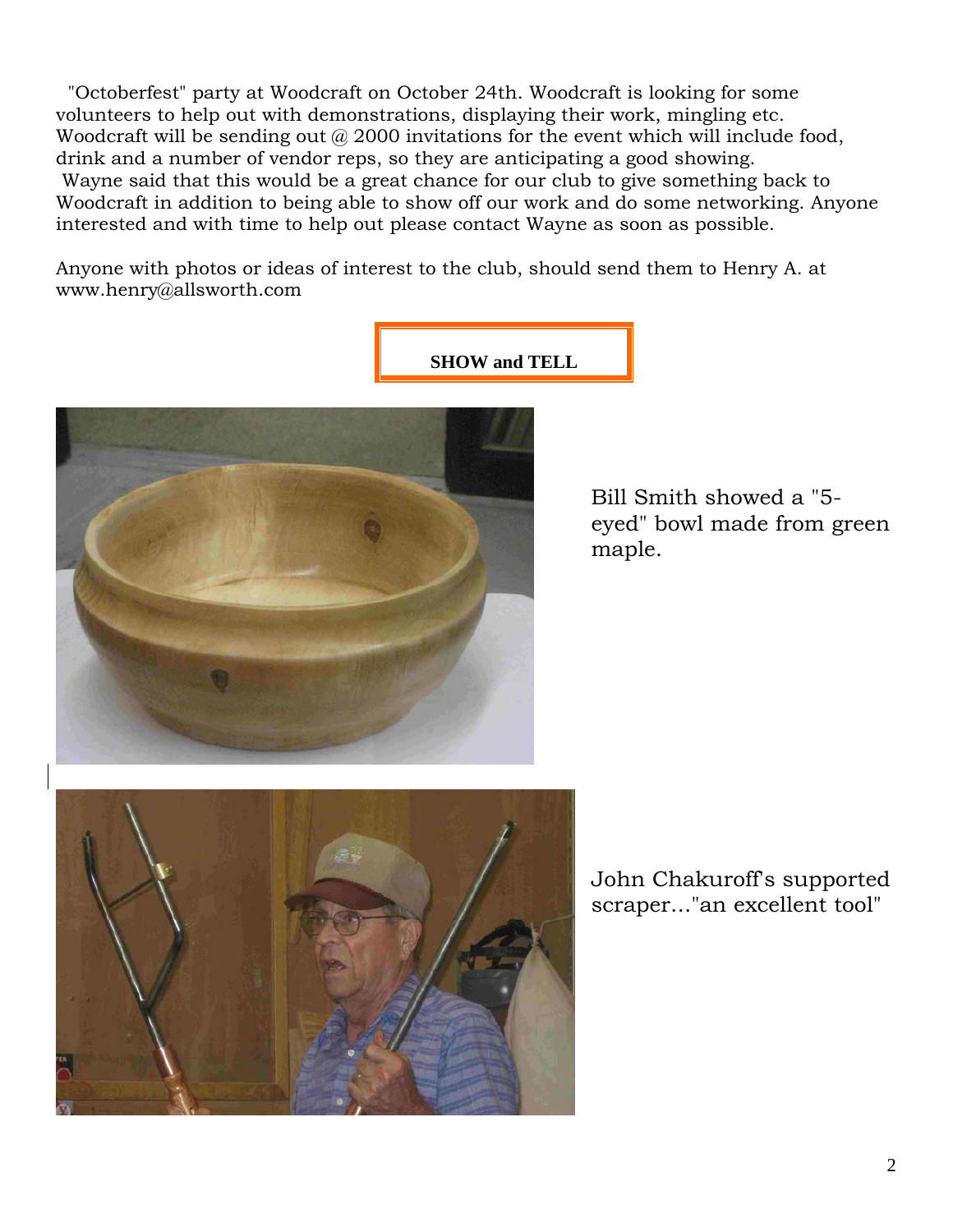"Octoberfest" party at Woodcraft on October 24th. Woodcraft is looking for some volunteers to help out with demonstrations, displaying their work, mingling etc. Woodcraft will be sending out @ 2000 invitations for the event which will include food, drink and a number of vendor reps, so they are anticipating a good showing.

Wayne said that this would be a great chance for our club to give something back to Woodcraft in addition to being able to show off our work and do some networking. Anyone interested and with time to help out please contact Wayne as soon as possible.

Anyone with photos or ideas of interest to the club, should send them to Henry A. at www.henry@allsworth.com

## SHOW and TELL

Bill Smith showed a "5-eyed" bowl made from green maple.

John Chakuroff's supported scraper..."an excellent tool"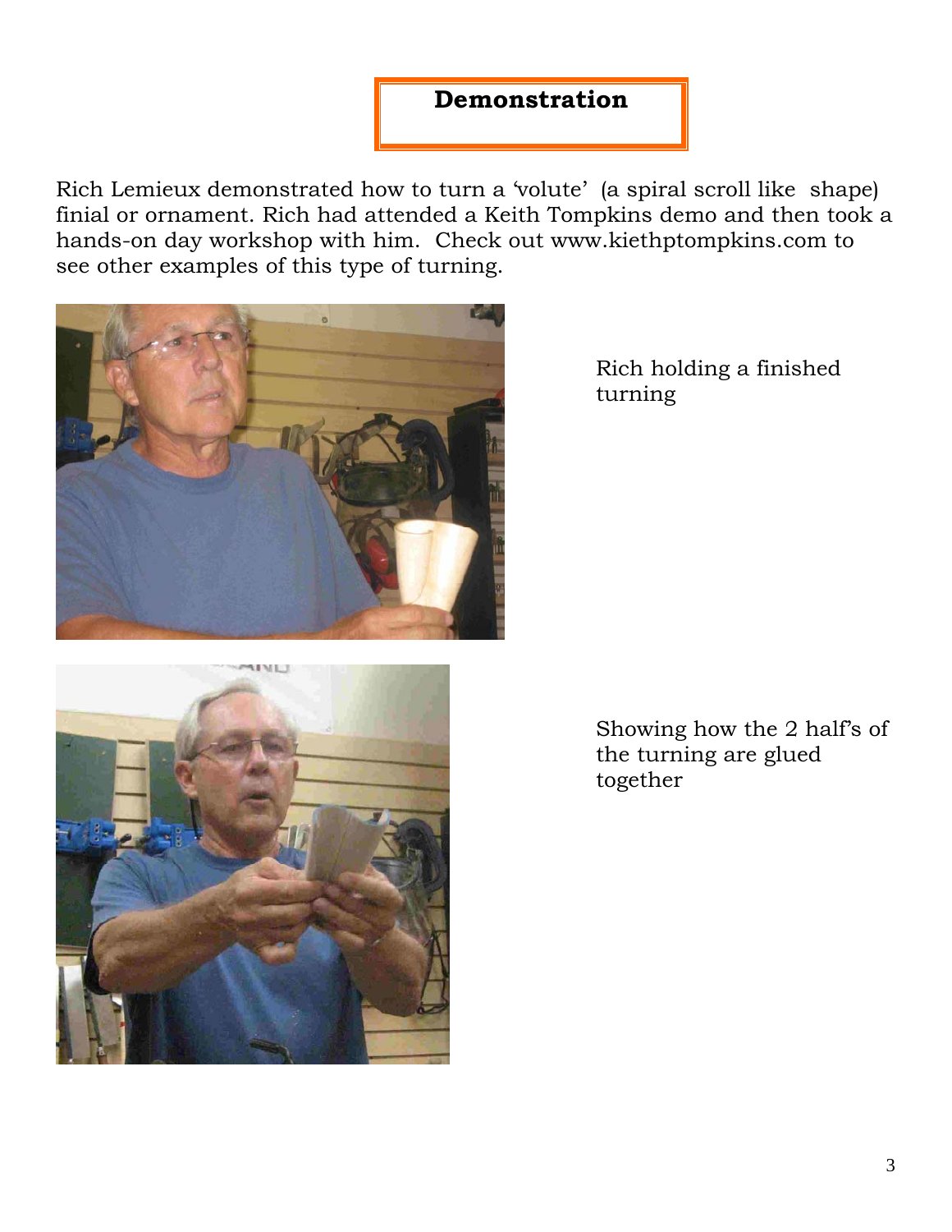## Demonstration

Rich Lemieux demonstrated how to turn a 'volute' (a spiral scroll like shape) finial or ornament. Rich had attended a Keith Tompkins demo and then took a hands-on day workshop with him. Check out www.kiethptompkins.com to see other examples of this type of turning.

Rich holding a finished turning

Showing how the 2 half's of the turning are glued together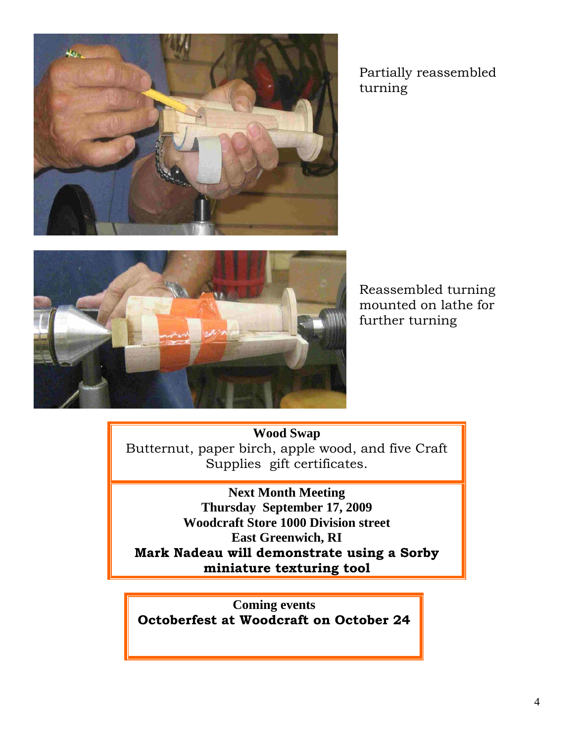Partially reassembled turning

Reassembled turning mounted on lathe for further turning

**Wood Swap**

Butternut, paper birch, apple wood, and five Craft Supplies gift certificates.

**Next Month Meeting**
**Thursday September 17, 2009**
**Woodcraft Store 1000 Division street**
**East Greenwich, RI**
**Mark Nadeau will demonstrate using a Sorby miniature texturing tool**

**Coming events**
**Octoberfest at Woodcraft on October 24**